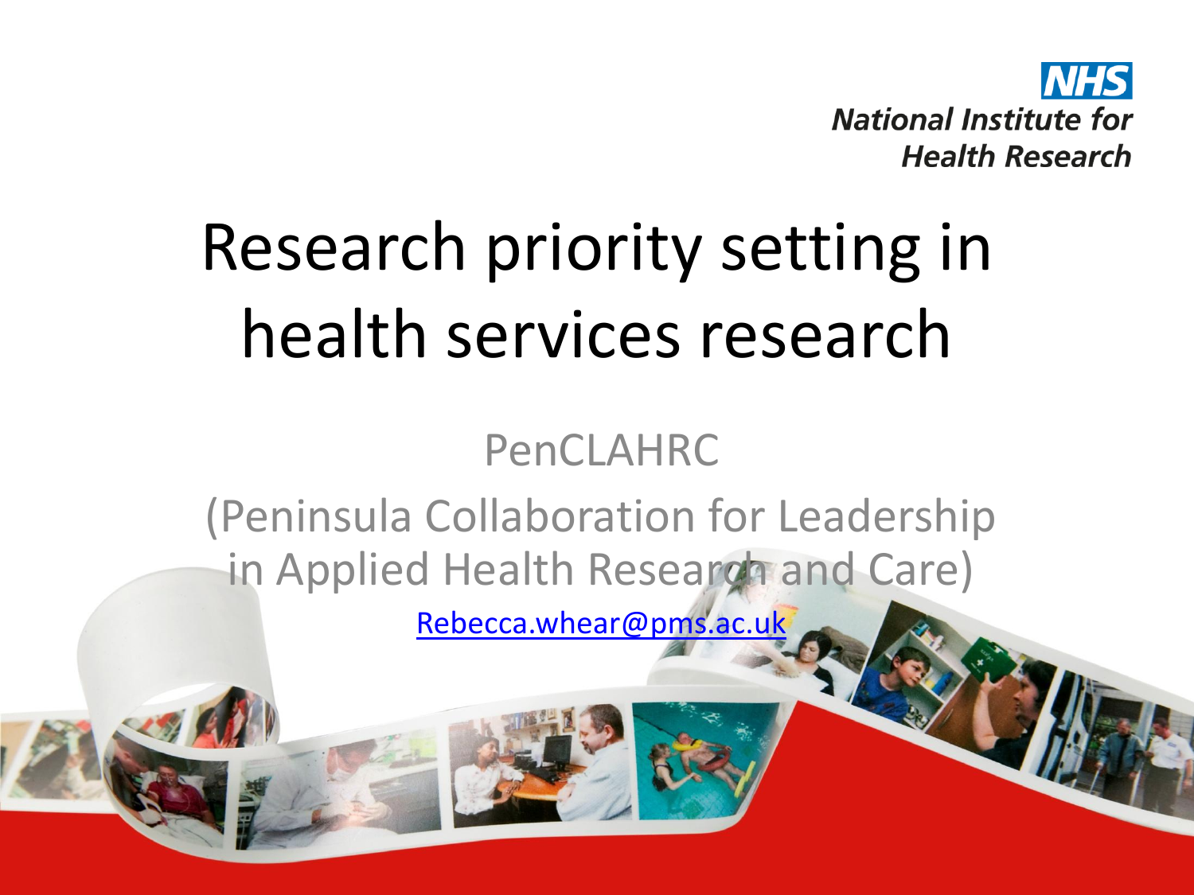NHS
National Institute for Health Research

# Research priority setting in health services research

PenCLAHRC

(Peninsula Collaboration for Leadership in Applied Health Research and Care)

Rebecca.whear@pms.ac.uk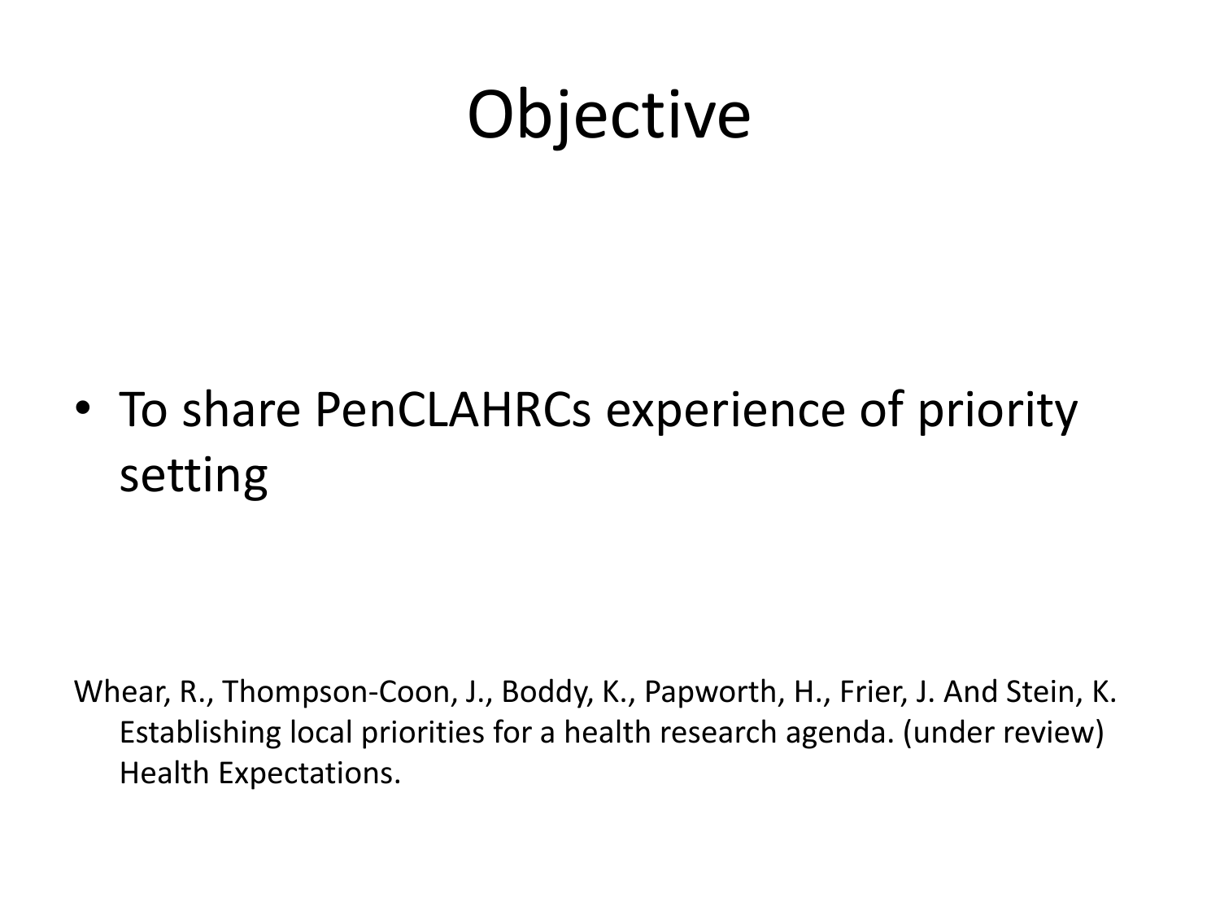# Objective

- To share PenCLAHRCs experience of priority setting

Whear, R., Thompson-Coon, J., Boddy, K., Papworth, H., Frier, J. And Stein, K. Establishing local priorities for a health research agenda. (under review) Health Expectations.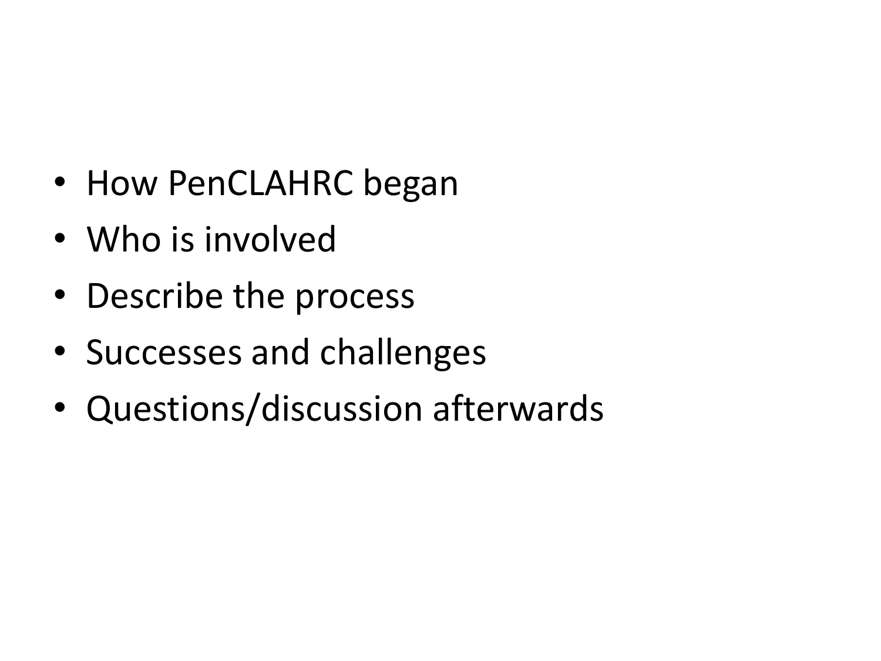- How PenCLAHRC began
- Who is involved
- Describe the process
- Successes and challenges
- Questions/discussion afterwards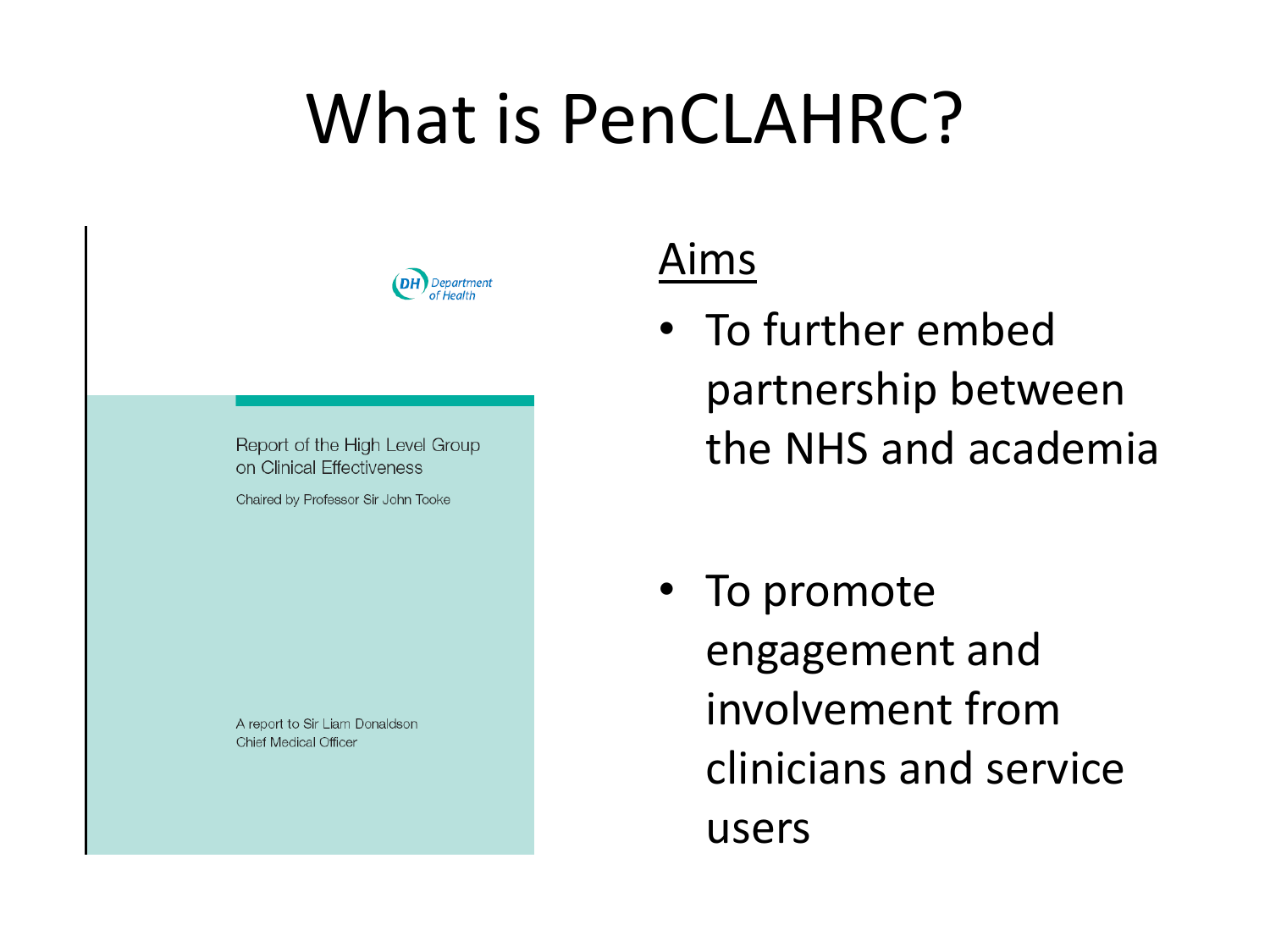# What is PenCLAHRC?

DH Department of Health

Report of the High Level Group on Clinical Effectiveness

Chaired by Professor Sir John Tooke

A report to Sir Liam Donaldson Chief Medical Officer

## Aims

- To further embed partnership between the NHS and academia
- To promote engagement and involvement from clinicians and service users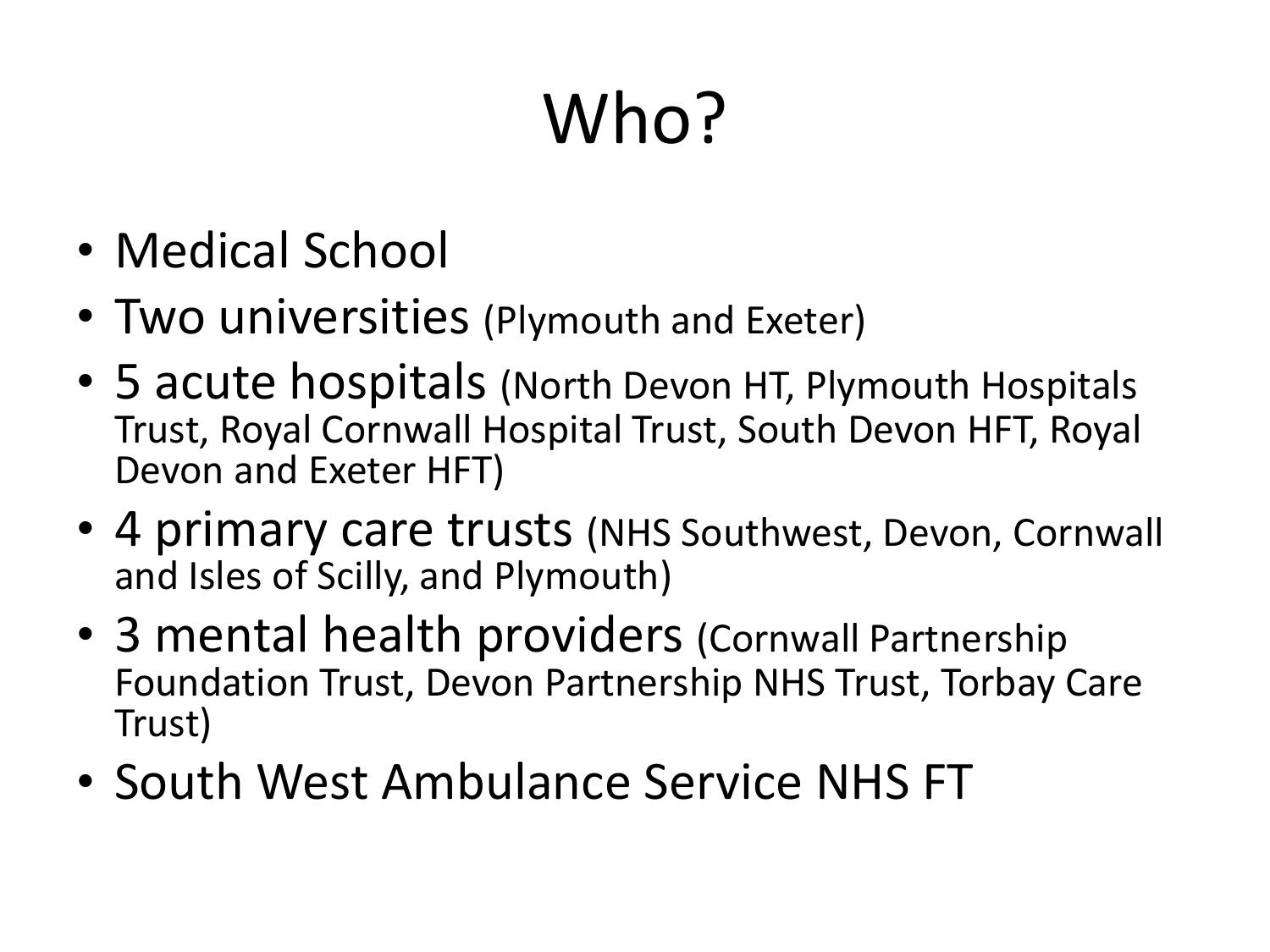# Who?

- Medical School
- Two universities (Plymouth and Exeter)
- 5 acute hospitals (North Devon HT, Plymouth Hospitals Trust, Royal Cornwall Hospital Trust, South Devon HFT, Royal Devon and Exeter HFT)
- 4 primary care trusts (NHS Southwest, Devon, Cornwall and Isles of Scilly, and Plymouth)
- 3 mental health providers (Cornwall Partnership Foundation Trust, Devon Partnership NHS Trust, Torbay Care Trust)
- South West Ambulance Service NHS FT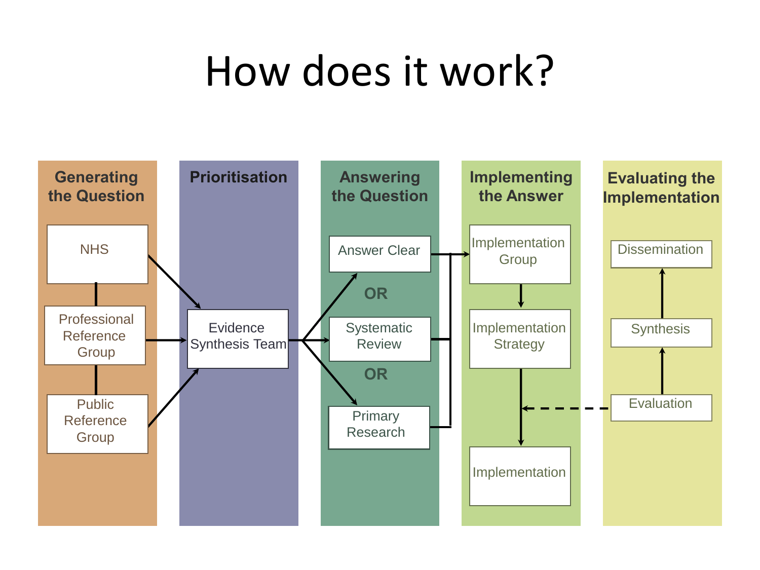# How does it work?

**Generating the Question**

- NHS
- Professional Reference Group
- Public Reference Group

**Prioritisation**

- Evidence Synthesis Team

**Answering the Question**

- Answer Clear
- OR
- Systematic Review
- OR
- Primary Research

**Implementing the Answer**

- Implementation Group
- Implementation Strategy
- Implementation

**Evaluating the Implementation**

- Dissemination
- Synthesis
- Evaluation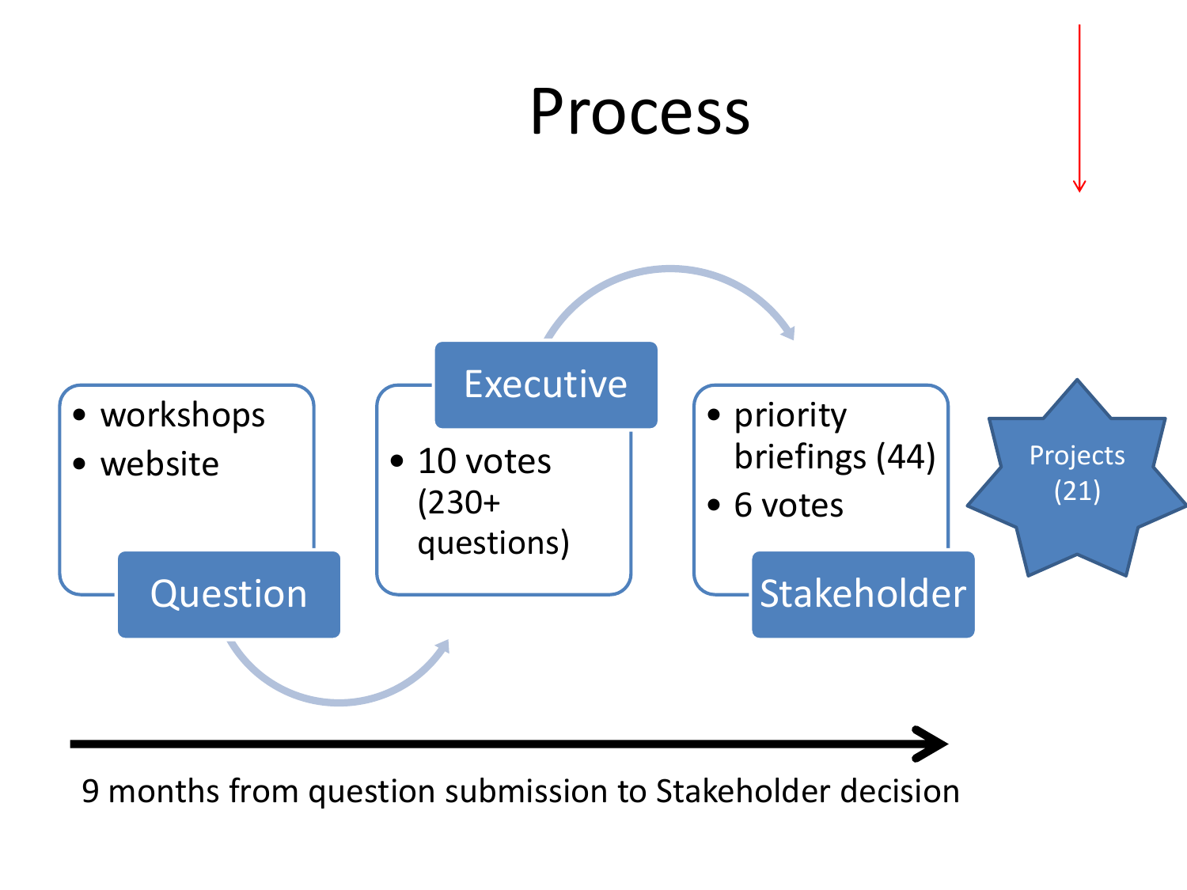# Process

- workshops
- website

**Question**

**Executive**

- 10 votes (230+ questions)

- priority briefings (44)
- 6 votes

**Stakeholder**

Projects (21)

9 months from question submission to Stakeholder decision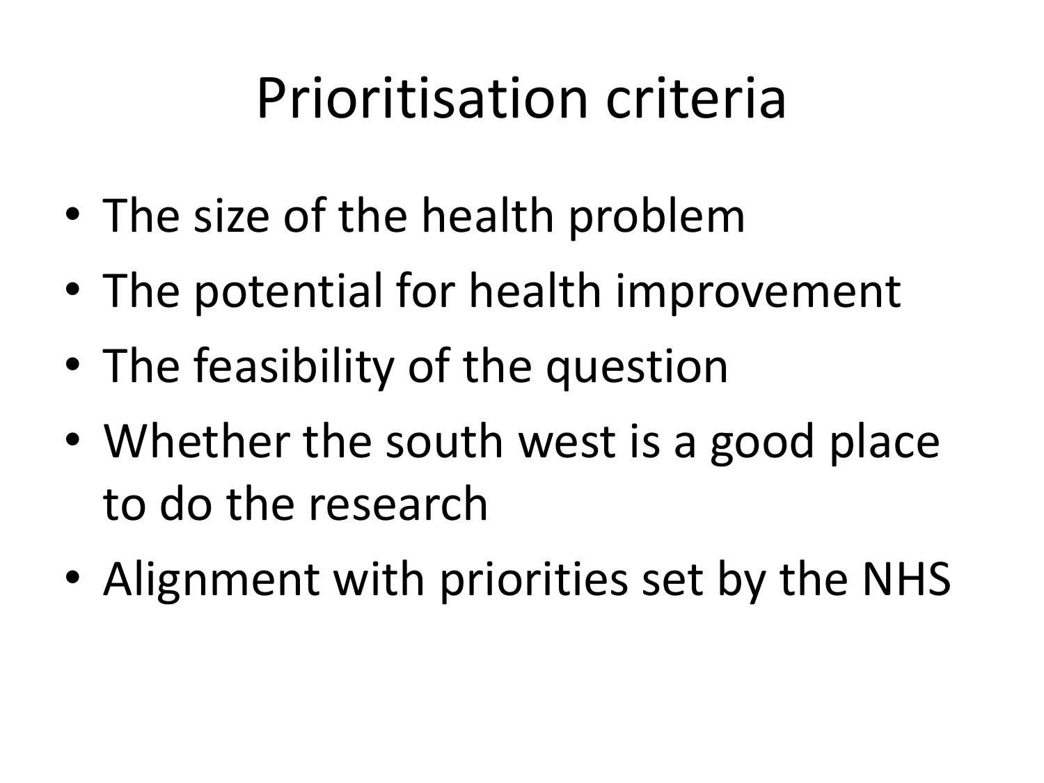# Prioritisation criteria

- The size of the health problem
- The potential for health improvement
- The feasibility of the question
- Whether the south west is a good place to do the research
- Alignment with priorities set by the NHS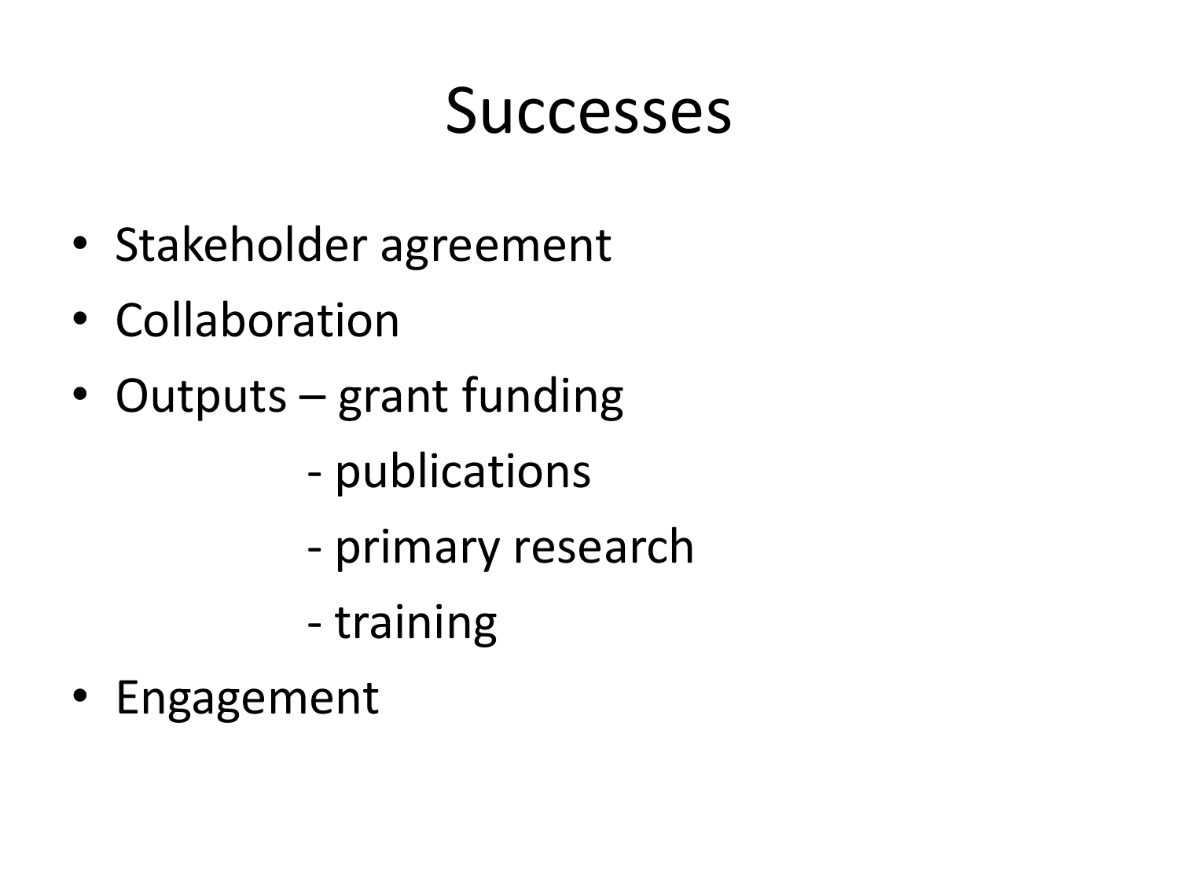# Successes

- Stakeholder agreement
- Collaboration
- Outputs – grant funding
  - publications
  - primary research
  - training
- Engagement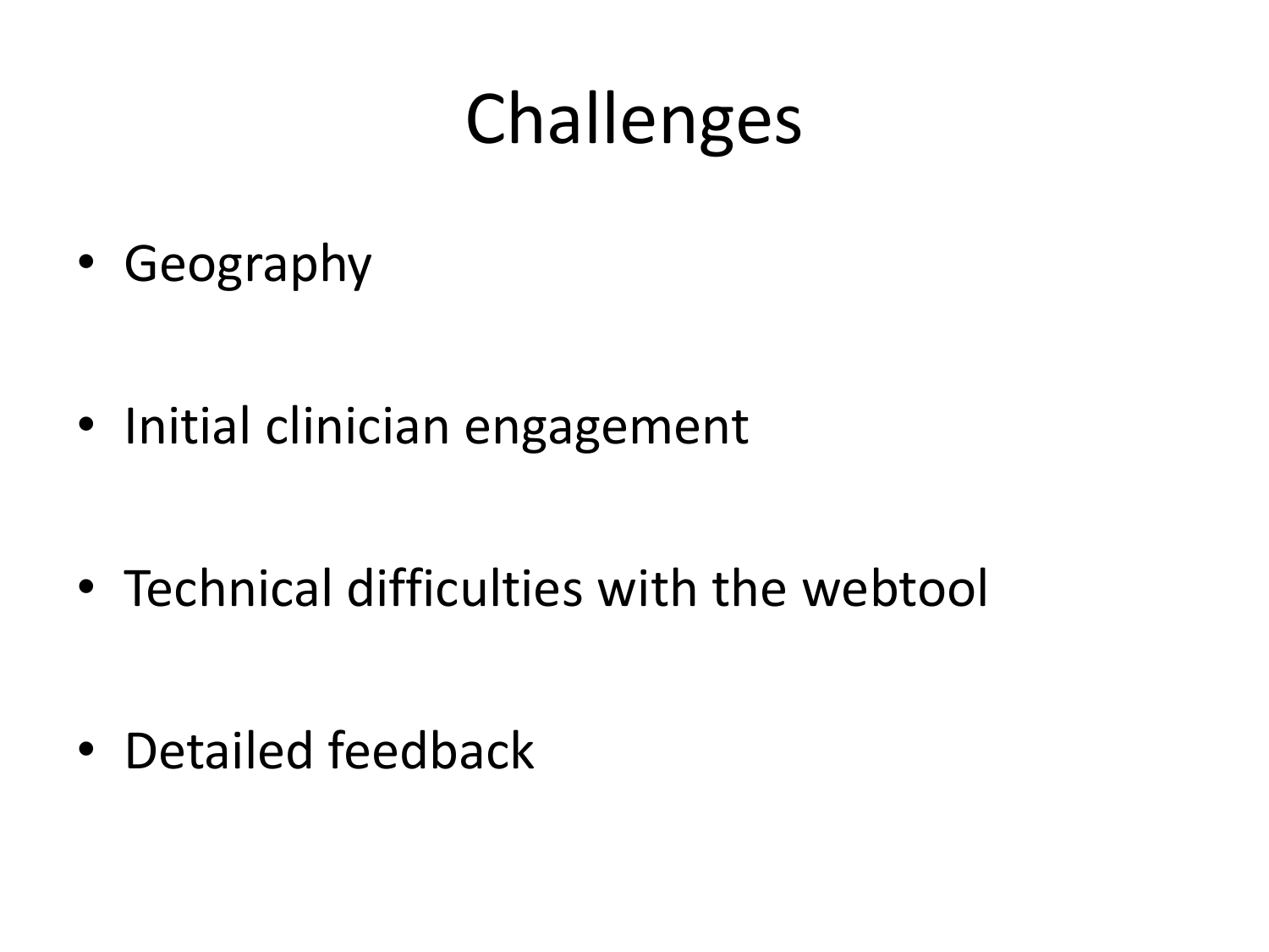# Challenges

- Geography
- Initial clinician engagement
- Technical difficulties with the webtool
- Detailed feedback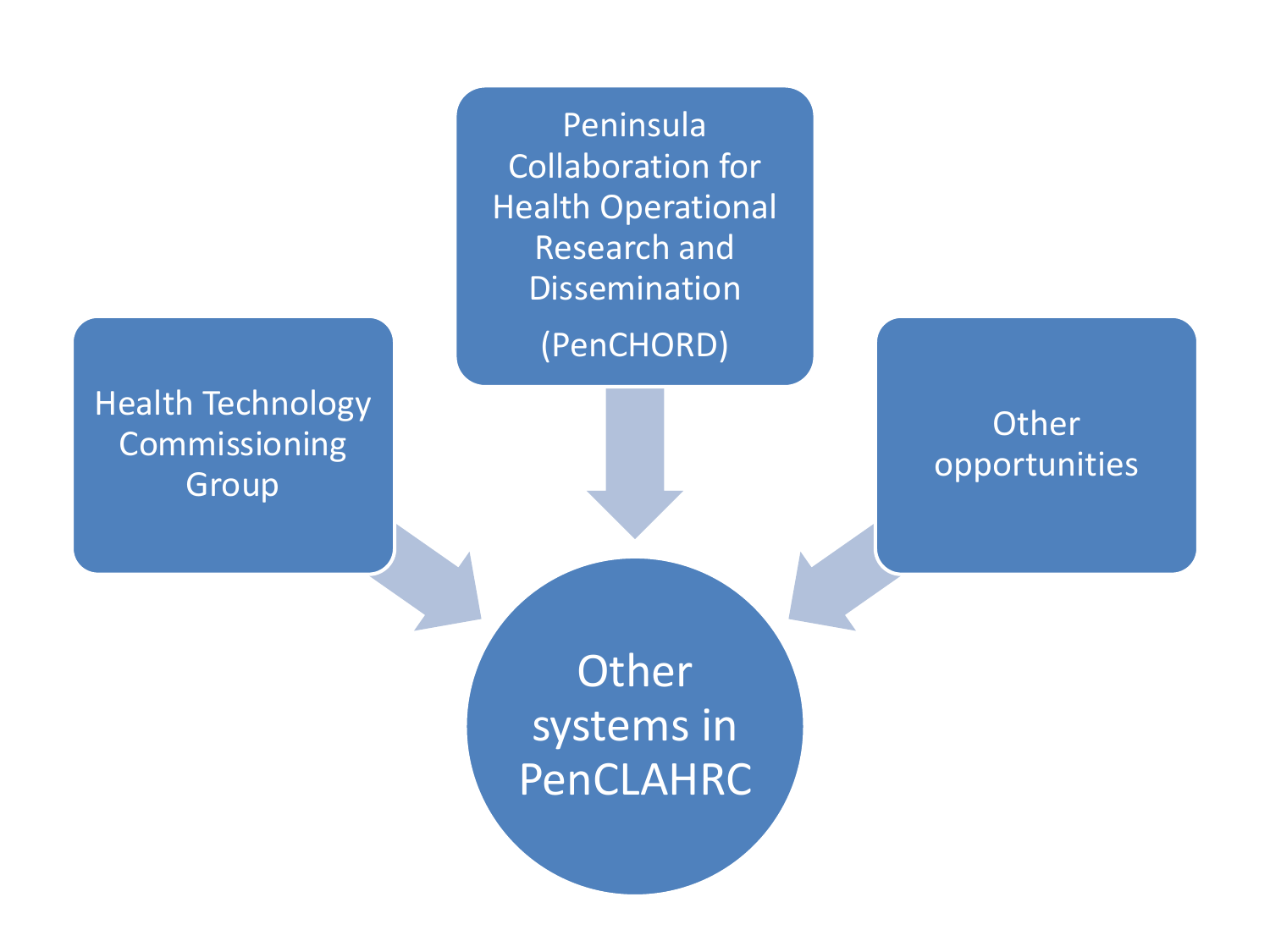Peninsula Collaboration for Health Operational Research and Dissemination

(PenCHORD)

Health Technology Commissioning Group

Other opportunities

Other systems in PenCLAHRC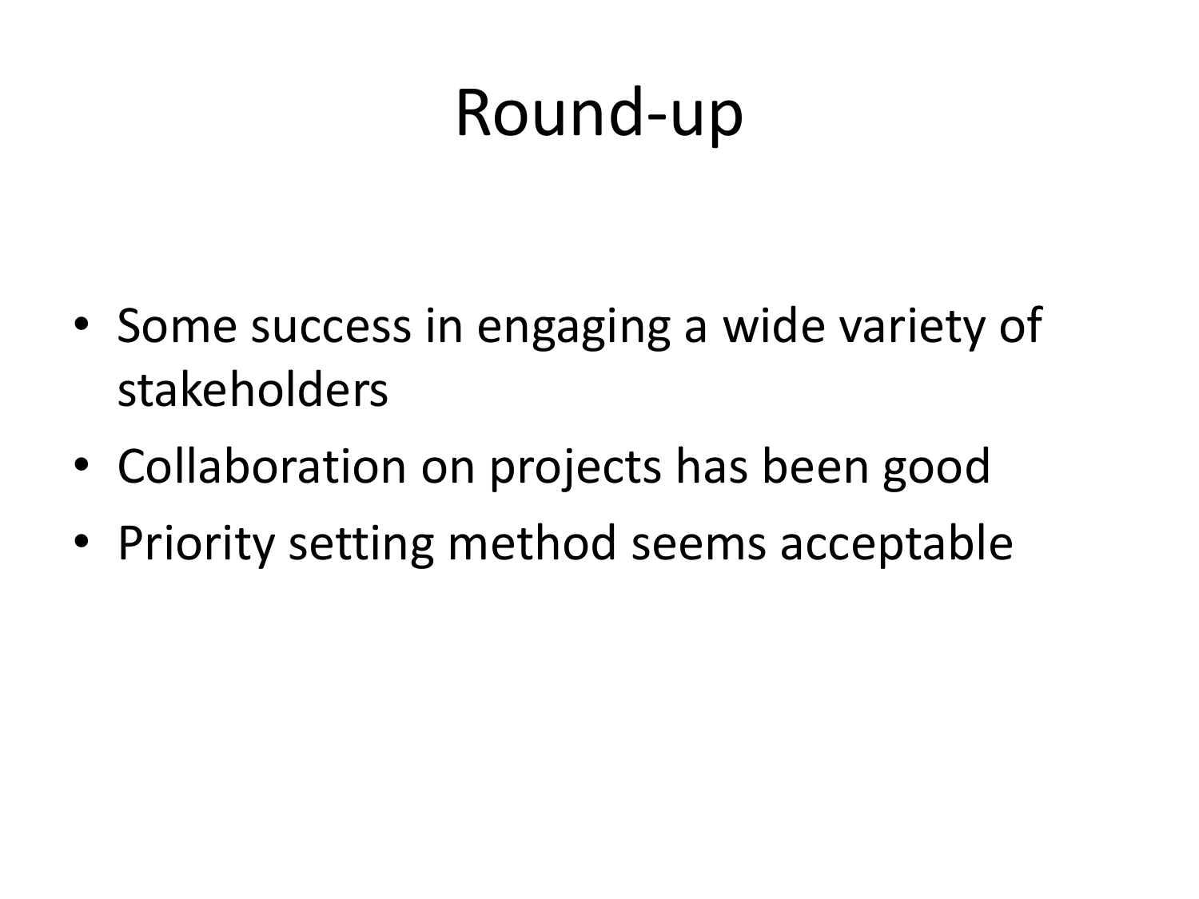# Round-up

- Some success in engaging a wide variety of stakeholders
- Collaboration on projects has been good
- Priority setting method seems acceptable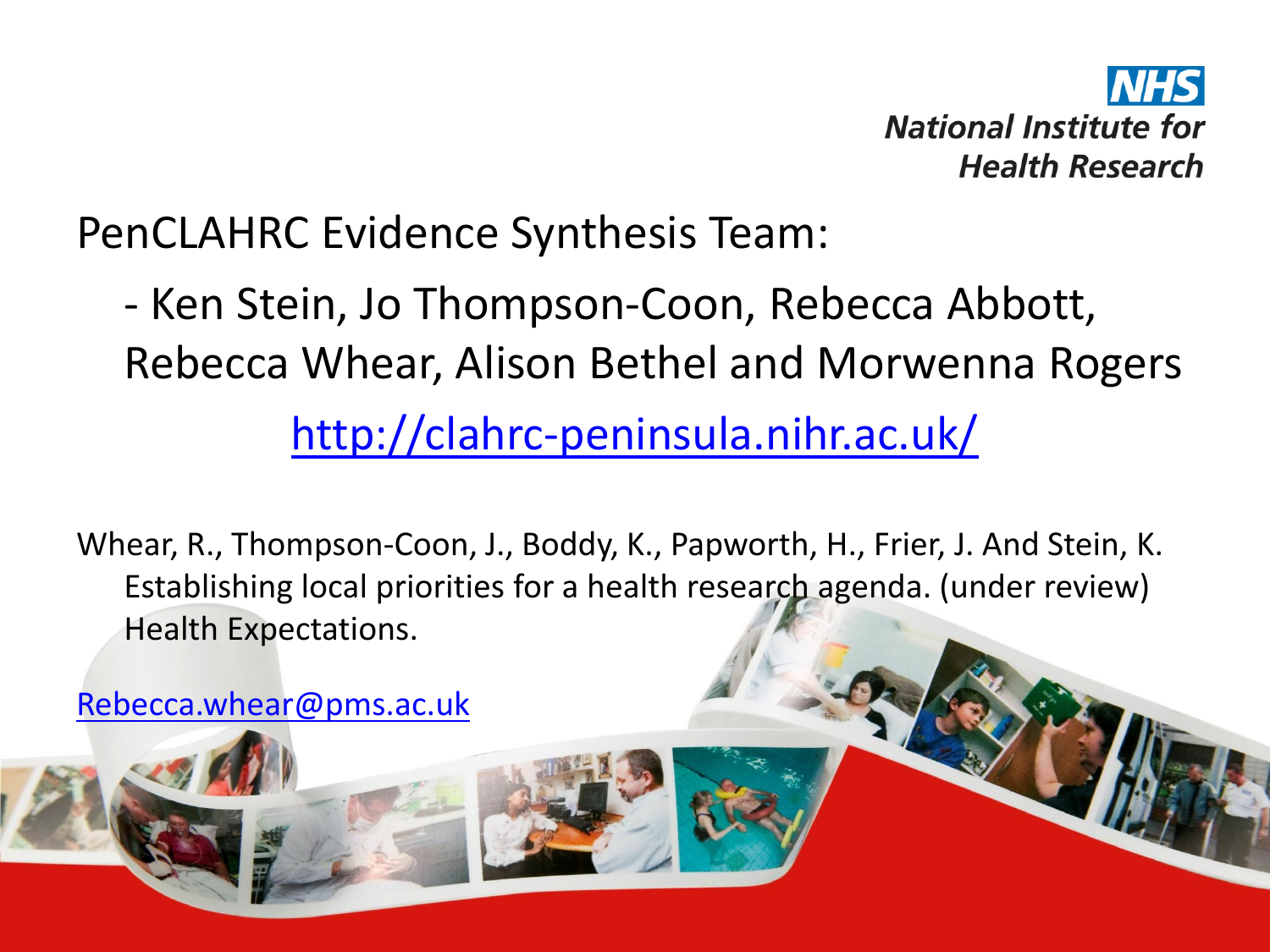NHS
National Institute for
Health Research

PenCLAHRC Evidence Synthesis Team:

- Ken Stein, Jo Thompson-Coon, Rebecca Abbott, Rebecca Whear, Alison Bethel and Morwenna Rogers

http://clahrc-peninsula.nihr.ac.uk/

Whear, R., Thompson-Coon, J., Boddy, K., Papworth, H., Frier, J. And Stein, K. Establishing local priorities for a health research agenda. (under review) Health Expectations.

Rebecca.whear@pms.ac.uk